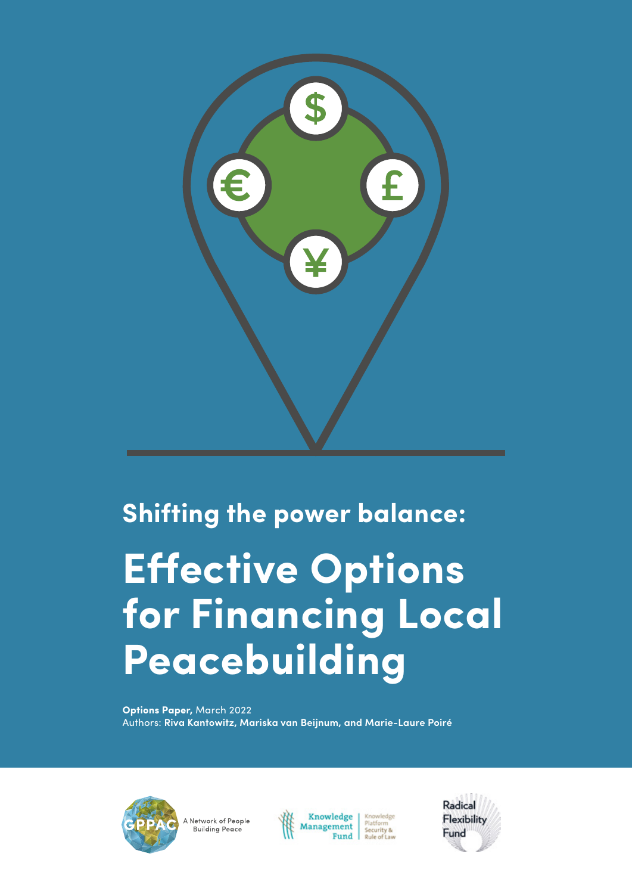## Shifting the power balance:

# Effective Options for Financing Local Peacebuilding

**Options Paper,** March 2022
Authors: **Riva Kantowitz, Mariska van Beijnum, and Marie-Laure Poiré**

GPPAC A Network of People Building Peace

Knowledge Management Fund | Knowledge Platform Security & Rule of Law

Radical Flexibility Fund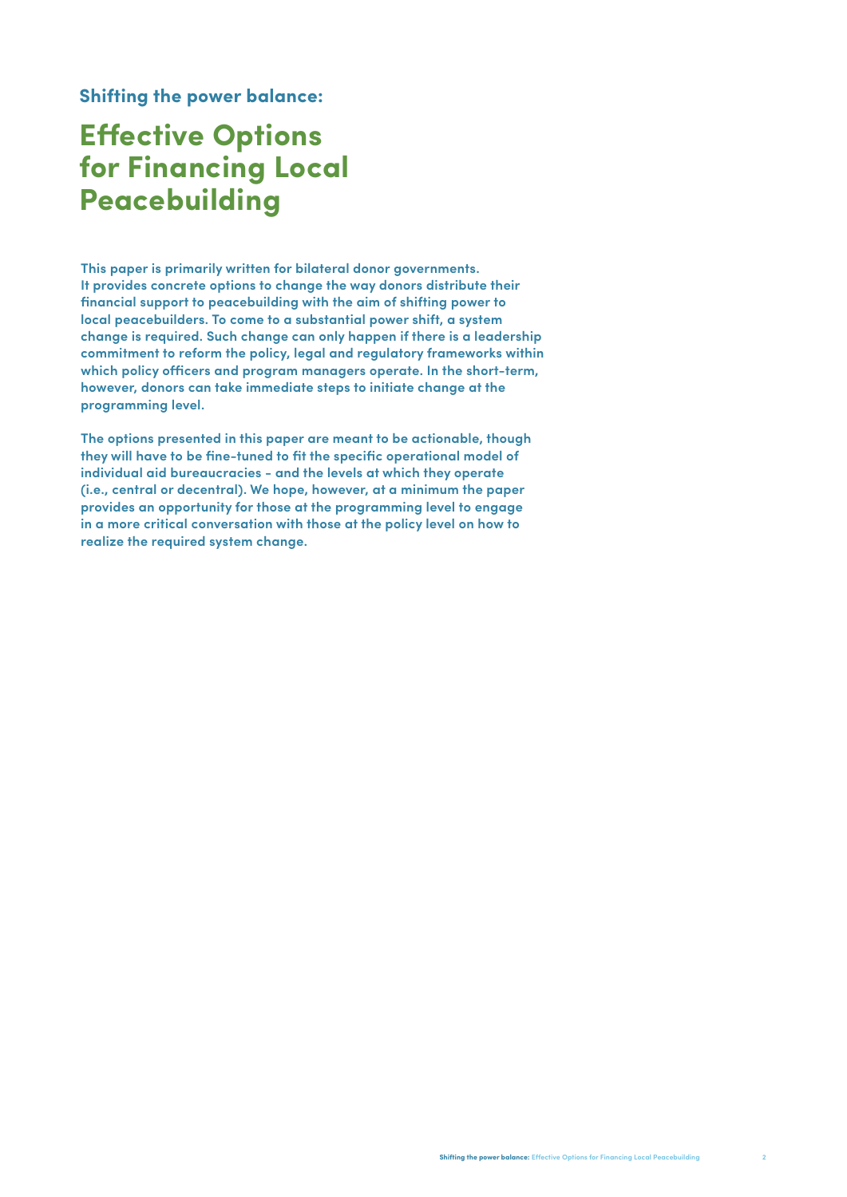### Shifting the power balance:

# Effective Options for Financing Local Peacebuilding

**This paper is primarily written for bilateral donor governments. It provides concrete options to change the way donors distribute their financial support to peacebuilding with the aim of shifting power to local peacebuilders. To come to a substantial power shift, a system change is required. Such change can only happen if there is a leadership commitment to reform the policy, legal and regulatory frameworks within which policy officers and program managers operate. In the short-term, however, donors can take immediate steps to initiate change at the programming level.**

**The options presented in this paper are meant to be actionable, though they will have to be fine-tuned to fit the specific operational model of individual aid bureaucracies - and the levels at which they operate (i.e., central or decentral). We hope, however, at a minimum the paper provides an opportunity for those at the programming level to engage in a more critical conversation with those at the policy level on how to realize the required system change.**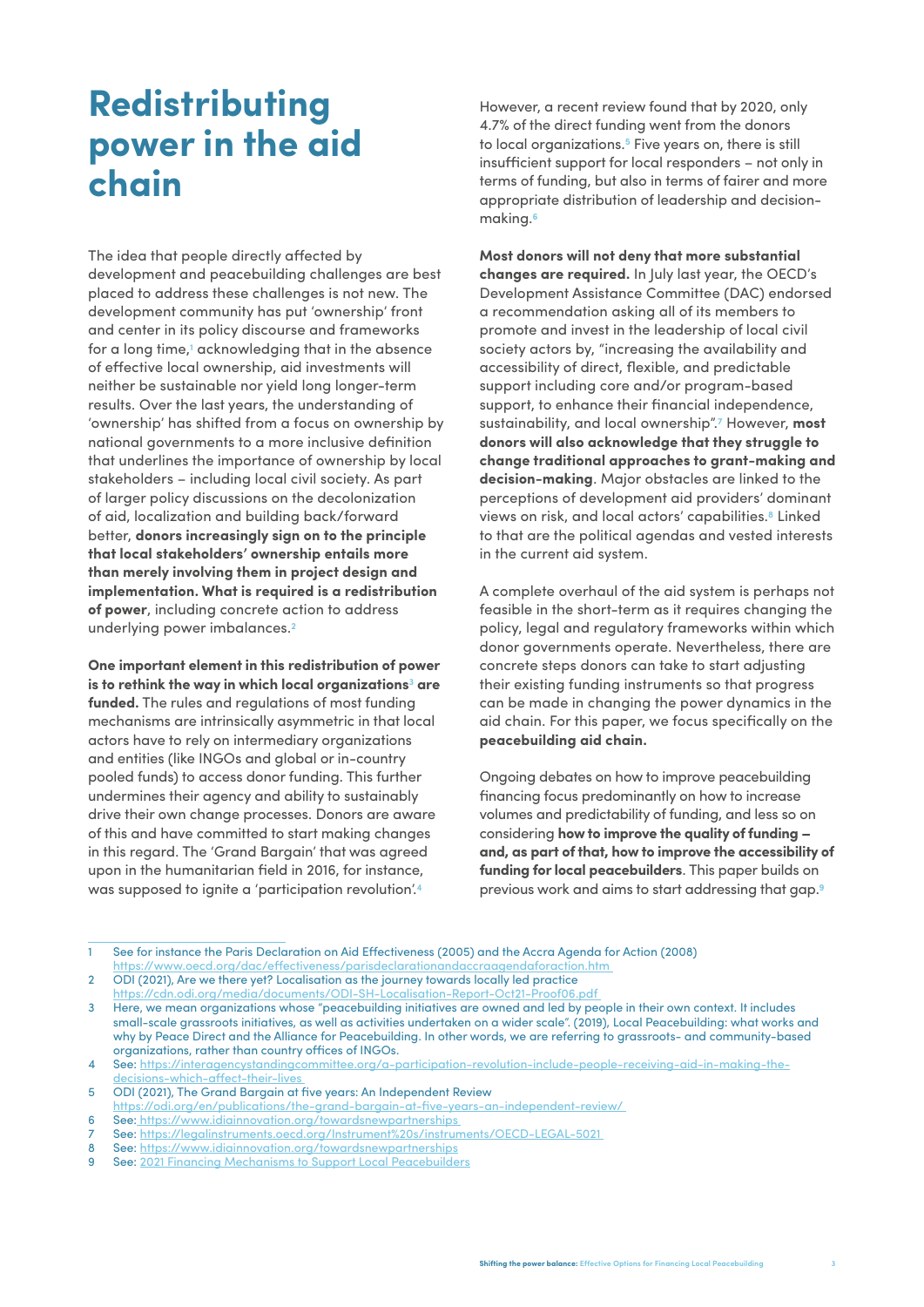# Redistributing power in the aid chain

The idea that people directly affected by development and peacebuilding challenges are best placed to address these challenges is not new. The development community has put 'ownership' front and center in its policy discourse and frameworks for a long time,[1] acknowledging that in the absence of effective local ownership, aid investments will neither be sustainable nor yield long longer-term results. Over the last years, the understanding of 'ownership' has shifted from a focus on ownership by national governments to a more inclusive definition that underlines the importance of ownership by local stakeholders – including local civil society. As part of larger policy discussions on the decolonization of aid, localization and building back/forward better, **donors increasingly sign on to the principle that local stakeholders' ownership entails more than merely involving them in project design and implementation. What is required is a redistribution of power**, including concrete action to address underlying power imbalances.[2]

**One important element in this redistribution of power is to rethink the way in which local organizations[3] are funded.** The rules and regulations of most funding mechanisms are intrinsically asymmetric in that local actors have to rely on intermediary organizations and entities (like INGOs and global or in-country pooled funds) to access donor funding. This further undermines their agency and ability to sustainably drive their own change processes. Donors are aware of this and have committed to start making changes in this regard. The 'Grand Bargain' that was agreed upon in the humanitarian field in 2016, for instance, was supposed to ignite a 'participation revolution'.[4]

However, a recent review found that by 2020, only 4.7% of the direct funding went from the donors to local organizations.[5] Five years on, there is still insufficient support for local responders – not only in terms of funding, but also in terms of fairer and more appropriate distribution of leadership and decision-making.[6]

**Most donors will not deny that more substantial changes are required.** In July last year, the OECD's Development Assistance Committee (DAC) endorsed a recommendation asking all of its members to promote and invest in the leadership of local civil society actors by, "increasing the availability and accessibility of direct, flexible, and predictable support including core and/or program-based support, to enhance their financial independence, sustainability, and local ownership".[7] However, **most donors will also acknowledge that they struggle to change traditional approaches to grant-making and decision-making**. Major obstacles are linked to the perceptions of development aid providers' dominant views on risk, and local actors' capabilities.[8] Linked to that are the political agendas and vested interests in the current aid system.

A complete overhaul of the aid system is perhaps not feasible in the short-term as it requires changing the policy, legal and regulatory frameworks within which donor governments operate. Nevertheless, there are concrete steps donors can take to start adjusting their existing funding instruments so that progress can be made in changing the power dynamics in the aid chain. For this paper, we focus specifically on the **peacebuilding aid chain.**

Ongoing debates on how to improve peacebuilding financing focus predominantly on how to increase volumes and predictability of funding, and less so on considering **how to improve the quality of funding – and, as part of that, how to improve the accessibility of funding for local peacebuilders**. This paper builds on previous work and aims to start addressing that gap.[9]

---

1. See for instance the Paris Declaration on Aid Effectiveness (2005) and the Accra Agenda for Action (2008) https://www.oecd.org/dac/effectiveness/parisdeclarationandaccraagendaforaction.htm
2. ODI (2021), Are we there yet? Localisation as the journey towards locally led practice https://cdn.odi.org/media/documents/ODI-SH-Localisation-Report-Oct21-Proof06.pdf
3. Here, we mean organizations whose "peacebuilding initiatives are owned and led by people in their own context. It includes small-scale grassroots initiatives, as well as activities undertaken on a wider scale". (2019), Local Peacebuilding: what works and why by Peace Direct and the Alliance for Peacebuilding. In other words, we are referring to grassroots- and community-based organizations, rather than country offices of INGOs.
4. See: https://interagencystandingcommittee.org/a-participation-revolution-include-people-receiving-aid-in-making-the-decisions-which-affect-their-lives
5. ODI (2021), The Grand Bargain at five years: An Independent Review https://odi.org/en/publications/the-grand-bargain-at-five-years-an-independent-review/
6. See: https://www.idiainnovation.org/towardsnewpartnerships
7. See: https://legalinstruments.oecd.org/Instrument%20s/instruments/OECD-LEGAL-5021
8. See: https://www.idiainnovation.org/towardsnewpartnerships
9. See: 2021 Financing Mechanisms to Support Local Peacebuilders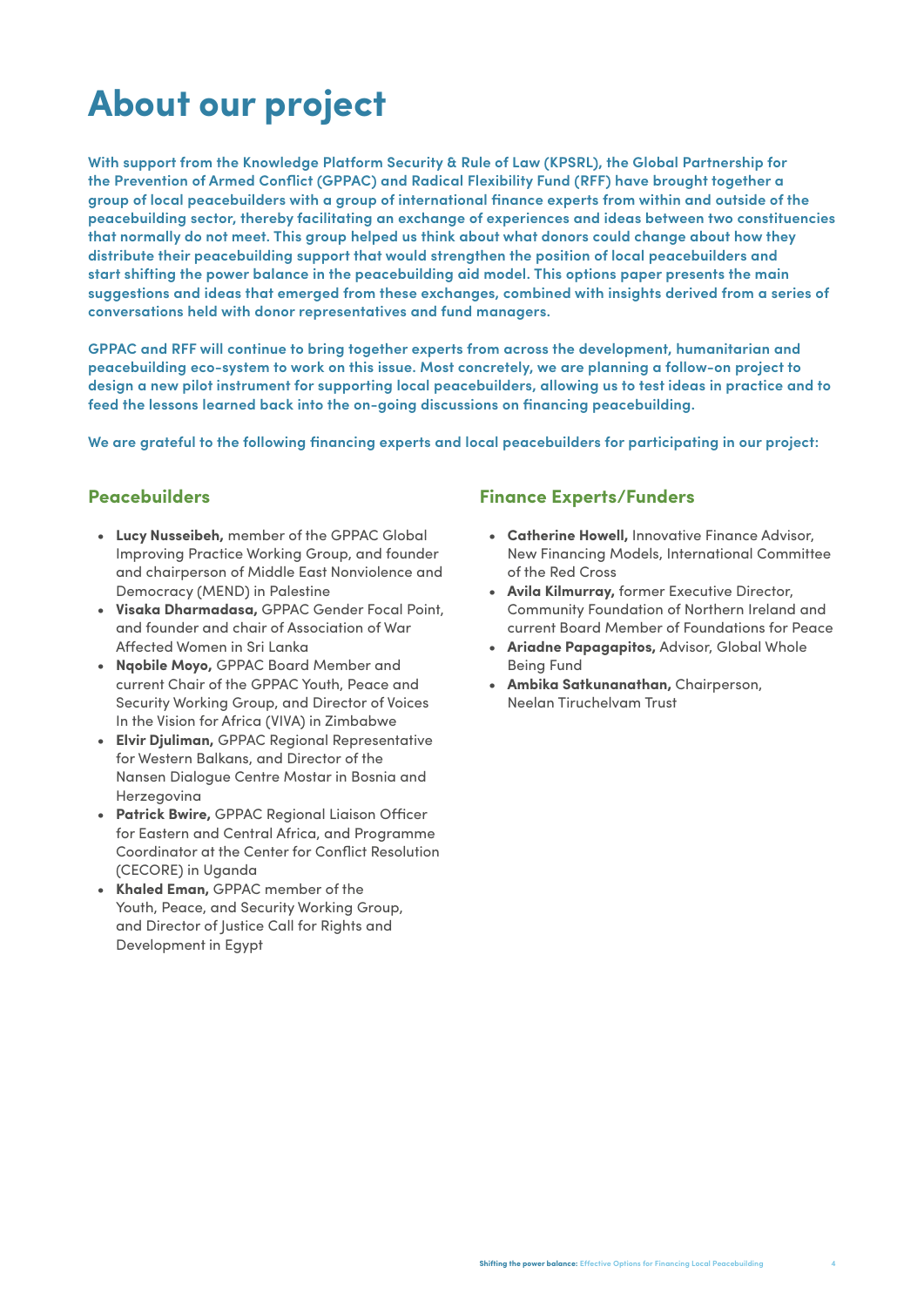# About our project

**With support from the Knowledge Platform Security & Rule of Law (KPSRL), the Global Partnership for the Prevention of Armed Conflict (GPPAC) and Radical Flexibility Fund (RFF) have brought together a group of local peacebuilders with a group of international finance experts from within and outside of the peacebuilding sector, thereby facilitating an exchange of experiences and ideas between two constituencies that normally do not meet. This group helped us think about what donors could change about how they distribute their peacebuilding support that would strengthen the position of local peacebuilders and start shifting the power balance in the peacebuilding aid model. This options paper presents the main suggestions and ideas that emerged from these exchanges, combined with insights derived from a series of conversations held with donor representatives and fund managers.**

**GPPAC and RFF will continue to bring together experts from across the development, humanitarian and peacebuilding eco-system to work on this issue. Most concretely, we are planning a follow-on project to design a new pilot instrument for supporting local peacebuilders, allowing us to test ideas in practice and to feed the lessons learned back into the on-going discussions on financing peacebuilding.**

**We are grateful to the following financing experts and local peacebuilders for participating in our project:**

## Peacebuilders

- **Lucy Nusseibeh,** member of the GPPAC Global Improving Practice Working Group, and founder and chairperson of Middle East Nonviolence and Democracy (MEND) in Palestine
- **Visaka Dharmadasa,** GPPAC Gender Focal Point, and founder and chair of Association of War Affected Women in Sri Lanka
- **Nqobile Moyo,** GPPAC Board Member and current Chair of the GPPAC Youth, Peace and Security Working Group, and Director of Voices In the Vision for Africa (VIVA) in Zimbabwe
- **Elvir Djuliman,** GPPAC Regional Representative for Western Balkans, and Director of the Nansen Dialogue Centre Mostar in Bosnia and Herzegovina
- **Patrick Bwire,** GPPAC Regional Liaison Officer for Eastern and Central Africa, and Programme Coordinator at the Center for Conflict Resolution (CECORE) in Uganda
- **Khaled Eman,** GPPAC member of the Youth, Peace, and Security Working Group, and Director of Justice Call for Rights and Development in Egypt

## Finance Experts/Funders

- **Catherine Howell,** Innovative Finance Advisor, New Financing Models, International Committee of the Red Cross
- **Avila Kilmurray,** former Executive Director, Community Foundation of Northern Ireland and current Board Member of Foundations for Peace
- **Ariadne Papagapitos,** Advisor, Global Whole Being Fund
- **Ambika Satkunanathan,** Chairperson, Neelan Tiruchelvam Trust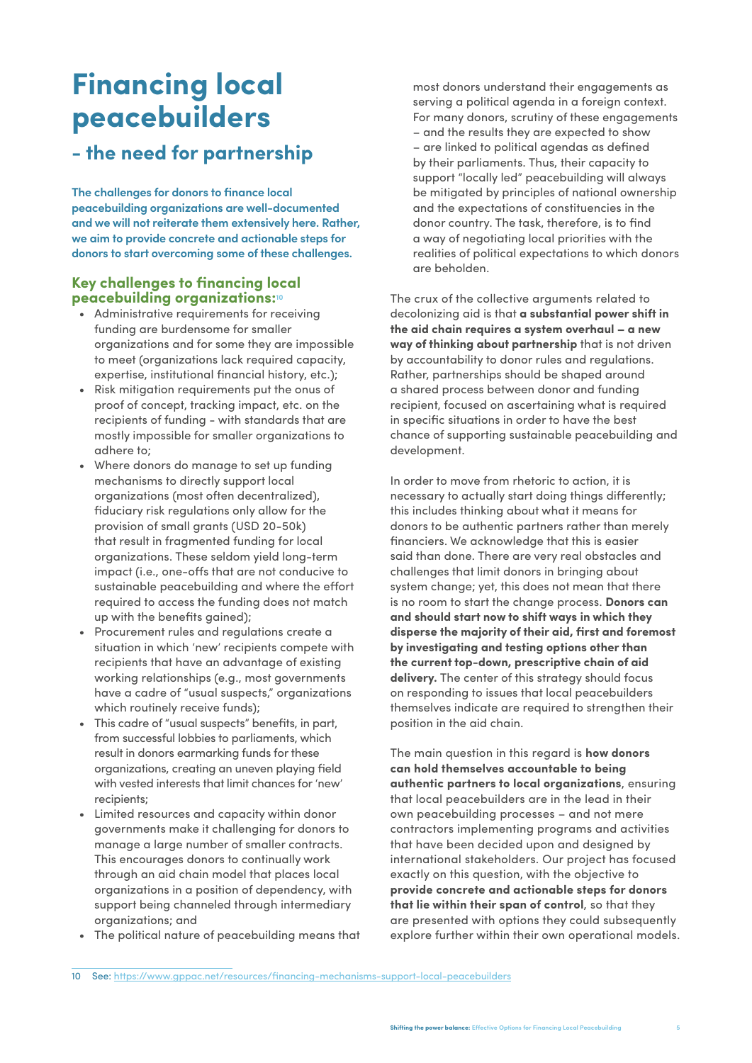# Financing local peacebuilders

## - the need for partnership

**The challenges for donors to finance local peacebuilding organizations are well-documented and we will not reiterate them extensively here. Rather, we aim to provide concrete and actionable steps for donors to start overcoming some of these challenges.**

### Key challenges to financing local peacebuilding organizations:[10]

- Administrative requirements for receiving funding are burdensome for smaller organizations and for some they are impossible to meet (organizations lack required capacity, expertise, institutional financial history, etc.);
- Risk mitigation requirements put the onus of proof of concept, tracking impact, etc. on the recipients of funding - with standards that are mostly impossible for smaller organizations to adhere to;
- Where donors do manage to set up funding mechanisms to directly support local organizations (most often decentralized), fiduciary risk regulations only allow for the provision of small grants (USD 20-50k) that result in fragmented funding for local organizations. These seldom yield long-term impact (i.e., one-offs that are not conducive to sustainable peacebuilding and where the effort required to access the funding does not match up with the benefits gained);
- Procurement rules and regulations create a situation in which 'new' recipients compete with recipients that have an advantage of existing working relationships (e.g., most governments have a cadre of "usual suspects," organizations which routinely receive funds);
- This cadre of "usual suspects" benefits, in part, from successful lobbies to parliaments, which result in donors earmarking funds for these organizations, creating an uneven playing field with vested interests that limit chances for 'new' recipients;
- Limited resources and capacity within donor governments make it challenging for donors to manage a large number of smaller contracts. This encourages donors to continually work through an aid chain model that places local organizations in a position of dependency, with support being channeled through intermediary organizations; and
- The political nature of peacebuilding means that most donors understand their engagements as serving a political agenda in a foreign context. For many donors, scrutiny of these engagements – and the results they are expected to show – are linked to political agendas as defined by their parliaments. Thus, their capacity to support "locally led" peacebuilding will always be mitigated by principles of national ownership and the expectations of constituencies in the donor country. The task, therefore, is to find a way of negotiating local priorities with the realities of political expectations to which donors are beholden.

The crux of the collective arguments related to decolonizing aid is that **a substantial power shift in the aid chain requires a system overhaul – a new way of thinking about partnership** that is not driven by accountability to donor rules and regulations. Rather, partnerships should be shaped around a shared process between donor and funding recipient, focused on ascertaining what is required in specific situations in order to have the best chance of supporting sustainable peacebuilding and development.

In order to move from rhetoric to action, it is necessary to actually start doing things differently; this includes thinking about what it means for donors to be authentic partners rather than merely financiers. We acknowledge that this is easier said than done. There are very real obstacles and challenges that limit donors in bringing about system change; yet, this does not mean that there is no room to start the change process. **Donors can and should start now to shift ways in which they disperse the majority of their aid, first and foremost by investigating and testing options other than the current top-down, prescriptive chain of aid delivery.** The center of this strategy should focus on responding to issues that local peacebuilders themselves indicate are required to strengthen their position in the aid chain.

The main question in this regard is **how donors can hold themselves accountable to being authentic partners to local organizations**, ensuring that local peacebuilders are in the lead in their own peacebuilding processes – and not mere contractors implementing programs and activities that have been decided upon and designed by international stakeholders. Our project has focused exactly on this question, with the objective to **provide concrete and actionable steps for donors that lie within their span of control**, so that they are presented with options they could subsequently explore further within their own operational models.

---

10 See: https://www.gppac.net/resources/financing-mechanisms-support-local-peacebuilders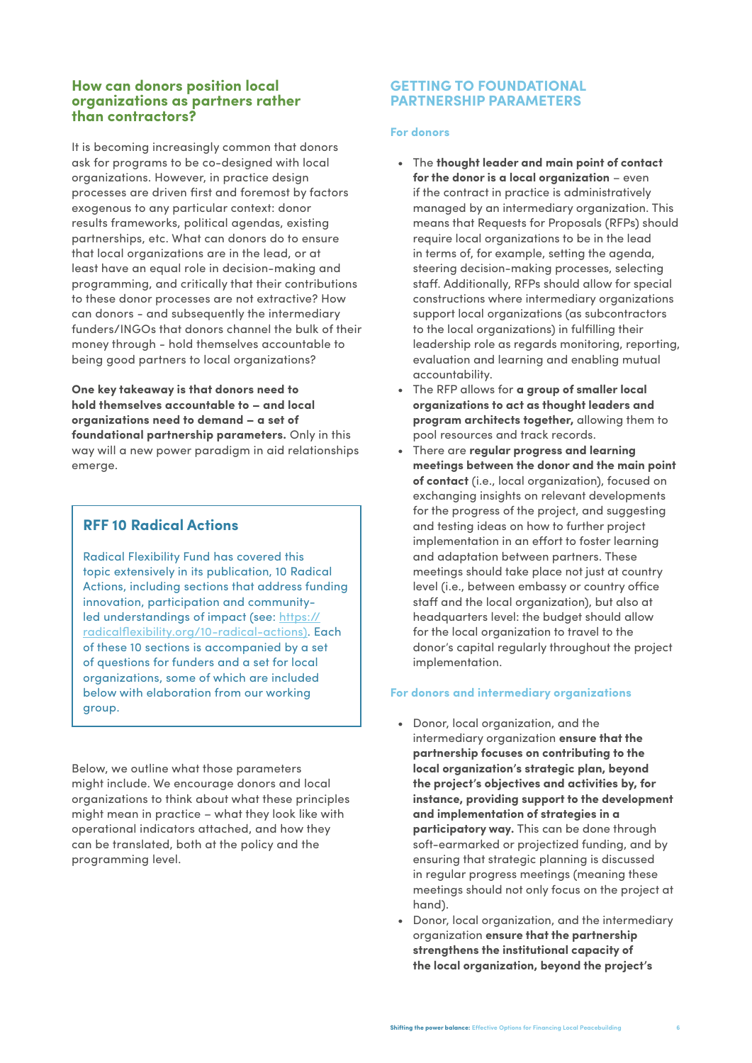## How can donors position local organizations as partners rather than contractors?

It is becoming increasingly common that donors ask for programs to be co-designed with local organizations. However, in practice design processes are driven first and foremost by factors exogenous to any particular context: donor results frameworks, political agendas, existing partnerships, etc. What can donors do to ensure that local organizations are in the lead, or at least have an equal role in decision-making and programming, and critically that their contributions to these donor processes are not extractive? How can donors - and subsequently the intermediary funders/INGOs that donors channel the bulk of their money through - hold themselves accountable to being good partners to local organizations?

**One key takeaway is that donors need to hold themselves accountable to – and local organizations need to demand – a set of foundational partnership parameters.** Only in this way will a new power paradigm in aid relationships emerge.

> ### RFF 10 Radical Actions
>
> Radical Flexibility Fund has covered this topic extensively in its publication, 10 Radical Actions, including sections that address funding innovation, participation and community-led understandings of impact (see: https://radicalflexibility.org/10-radical-actions). Each of these 10 sections is accompanied by a set of questions for funders and a set for local organizations, some of which are included below with elaboration from our working group.

Below, we outline what those parameters might include. We encourage donors and local organizations to think about what these principles might mean in practice – what they look like with operational indicators attached, and how they can be translated, both at the policy and the programming level.

## GETTING TO FOUNDATIONAL PARTNERSHIP PARAMETERS

### For donors

- The **thought leader and main point of contact for the donor is a local organization** – even if the contract in practice is administratively managed by an intermediary organization. This means that Requests for Proposals (RFPs) should require local organizations to be in the lead in terms of, for example, setting the agenda, steering decision-making processes, selecting staff. Additionally, RFPs should allow for special constructions where intermediary organizations support local organizations (as subcontractors to the local organizations) in fulfilling their leadership role as regards monitoring, reporting, evaluation and learning and enabling mutual accountability.
- The RFP allows for **a group of smaller local organizations to act as thought leaders and program architects together,** allowing them to pool resources and track records.
- There are **regular progress and learning meetings between the donor and the main point of contact** (i.e., local organization), focused on exchanging insights on relevant developments for the progress of the project, and suggesting and testing ideas on how to further project implementation in an effort to foster learning and adaptation between partners. These meetings should take place not just at country level (i.e., between embassy or country office staff and the local organization), but also at headquarters level: the budget should allow for the local organization to travel to the donor's capital regularly throughout the project implementation.

### For donors and intermediary organizations

- Donor, local organization, and the intermediary organization **ensure that the partnership focuses on contributing to the local organization's strategic plan, beyond the project's objectives and activities by, for instance, providing support to the development and implementation of strategies in a participatory way.** This can be done through soft-earmarked or projectized funding, and by ensuring that strategic planning is discussed in regular progress meetings (meaning these meetings should not only focus on the project at hand).
- Donor, local organization, and the intermediary organization **ensure that the partnership strengthens the institutional capacity of the local organization, beyond the project's**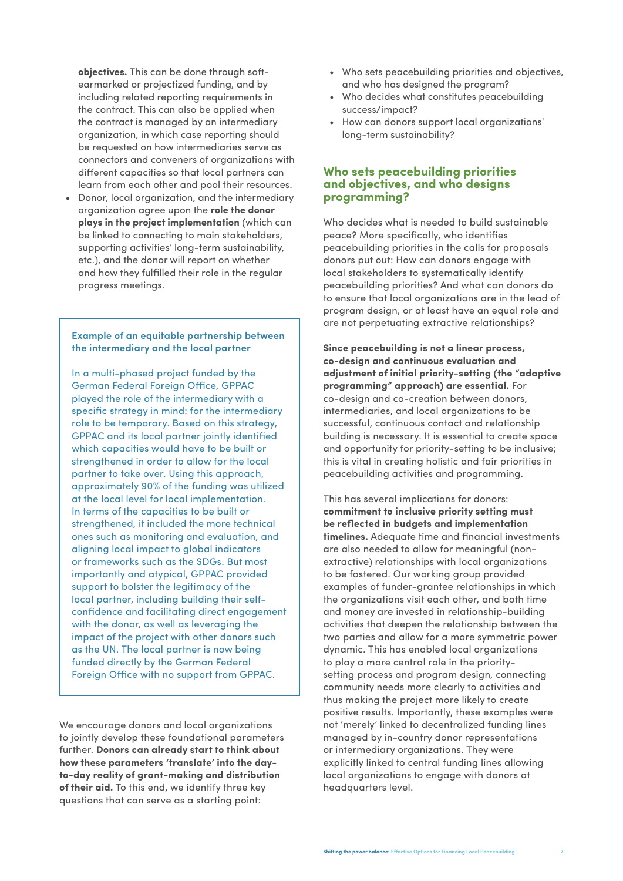**objectives.** This can be done through soft-earmarked or projectized funding, and by including related reporting requirements in the contract. This can also be applied when the contract is managed by an intermediary organization, in which case reporting should be requested on how intermediaries serve as connectors and conveners of organizations with different capacities so that local partners can learn from each other and pool their resources.

- Donor, local organization, and the intermediary organization agree upon the **role the donor plays in the project implementation** (which can be linked to connecting to main stakeholders, supporting activities' long-term sustainability, etc.), and the donor will report on whether and how they fulfilled their role in the regular progress meetings.

> **Example of an equitable partnership between the intermediary and the local partner**
>
> In a multi-phased project funded by the German Federal Foreign Office, GPPAC played the role of the intermediary with a specific strategy in mind: for the intermediary role to be temporary. Based on this strategy, GPPAC and its local partner jointly identified which capacities would have to be built or strengthened in order to allow for the local partner to take over. Using this approach, approximately 90% of the funding was utilized at the local level for local implementation. In terms of the capacities to be built or strengthened, it included the more technical ones such as monitoring and evaluation, and aligning local impact to global indicators or frameworks such as the SDGs. But most importantly and atypical, GPPAC provided support to bolster the legitimacy of the local partner, including building their self-confidence and facilitating direct engagement with the donor, as well as leveraging the impact of the project with other donors such as the UN. The local partner is now being funded directly by the German Federal Foreign Office with no support from GPPAC.

We encourage donors and local organizations to jointly develop these foundational parameters further. **Donors can already start to think about how these parameters 'translate' into the day-to-day reality of grant-making and distribution of their aid.** To this end, we identify three key questions that can serve as a starting point:

- Who sets peacebuilding priorities and objectives, and who has designed the program?
- Who decides what constitutes peacebuilding success/impact?
- How can donors support local organizations' long-term sustainability?

## Who sets peacebuilding priorities and objectives, and who designs programming?

Who decides what is needed to build sustainable peace? More specifically, who identifies peacebuilding priorities in the calls for proposals donors put out: How can donors engage with local stakeholders to systematically identify peacebuilding priorities? And what can donors do to ensure that local organizations are in the lead of program design, or at least have an equal role and are not perpetuating extractive relationships?

**Since peacebuilding is not a linear process, co-design and continuous evaluation and adjustment of initial priority-setting (the "adaptive programming" approach) are essential.** For co-design and co-creation between donors, intermediaries, and local organizations to be successful, continuous contact and relationship building is necessary. It is essential to create space and opportunity for priority-setting to be inclusive; this is vital in creating holistic and fair priorities in peacebuilding activities and programming.

This has several implications for donors: **commitment to inclusive priority setting must be reflected in budgets and implementation timelines.** Adequate time and financial investments are also needed to allow for meaningful (non-extractive) relationships with local organizations to be fostered. Our working group provided examples of funder-grantee relationships in which the organizations visit each other, and both time and money are invested in relationship-building activities that deepen the relationship between the two parties and allow for a more symmetric power dynamic. This has enabled local organizations to play a more central role in the priority-setting process and program design, connecting community needs more clearly to activities and thus making the project more likely to create positive results. Importantly, these examples were not 'merely' linked to decentralized funding lines managed by in-country donor representations or intermediary organizations. They were explicitly linked to central funding lines allowing local organizations to engage with donors at headquarters level.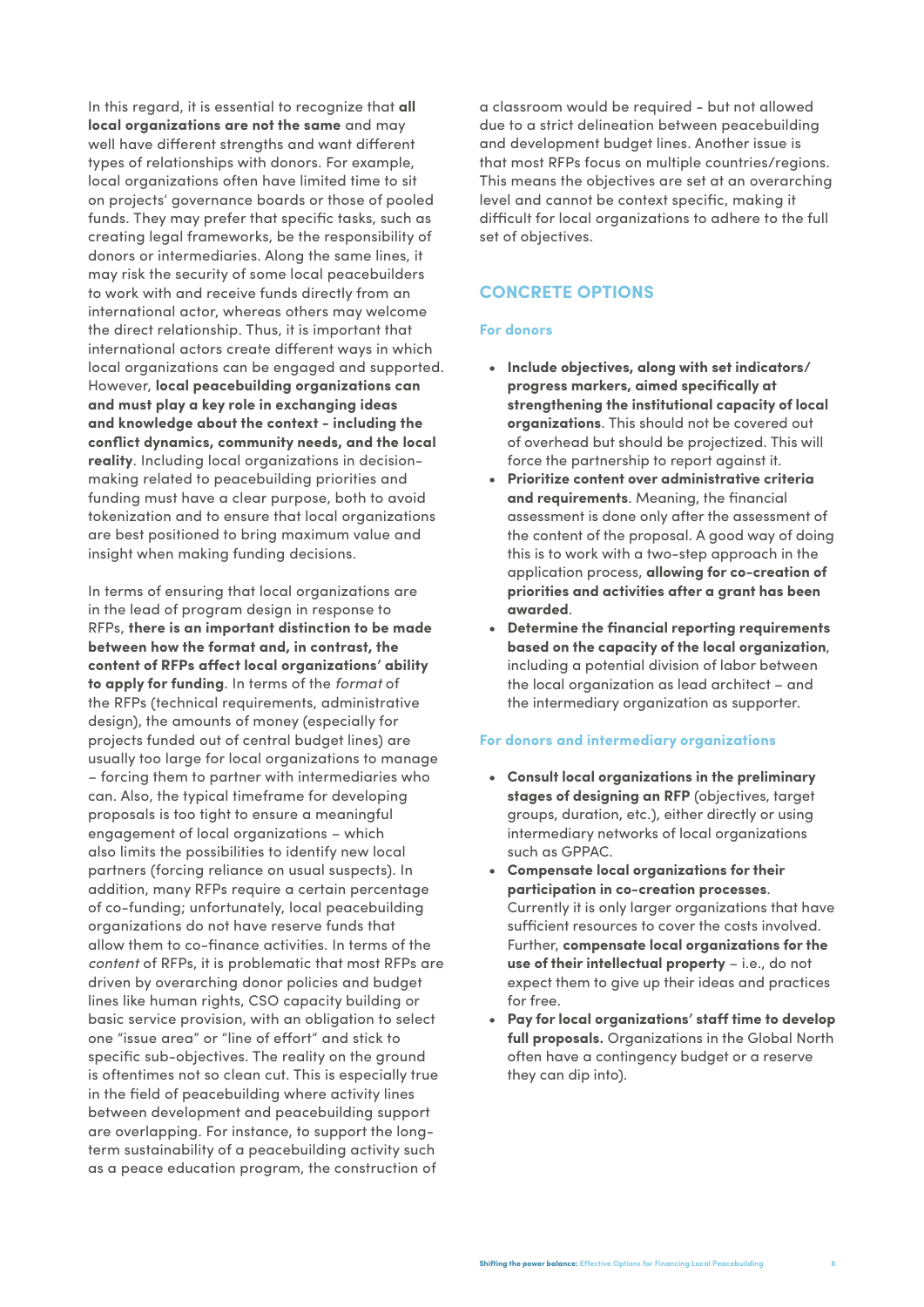In this regard, it is essential to recognize that **all local organizations are not the same** and may well have different strengths and want different types of relationships with donors. For example, local organizations often have limited time to sit on projects' governance boards or those of pooled funds. They may prefer that specific tasks, such as creating legal frameworks, be the responsibility of donors or intermediaries. Along the same lines, it may risk the security of some local peacebuilders to work with and receive funds directly from an international actor, whereas others may welcome the direct relationship. Thus, it is important that international actors create different ways in which local organizations can be engaged and supported. However, **local peacebuilding organizations can and must play a key role in exchanging ideas and knowledge about the context - including the conflict dynamics, community needs, and the local reality**. Including local organizations in decision-making related to peacebuilding priorities and funding must have a clear purpose, both to avoid tokenization and to ensure that local organizations are best positioned to bring maximum value and insight when making funding decisions.

In terms of ensuring that local organizations are in the lead of program design in response to RFPs, **there is an important distinction to be made between how the format and, in contrast, the content of RFPs affect local organizations' ability to apply for funding**. In terms of the *format* of the RFPs (technical requirements, administrative design), the amounts of money (especially for projects funded out of central budget lines) are usually too large for local organizations to manage – forcing them to partner with intermediaries who can. Also, the typical timeframe for developing proposals is too tight to ensure a meaningful engagement of local organizations – which also limits the possibilities to identify new local partners (forcing reliance on usual suspects). In addition, many RFPs require a certain percentage of co-funding; unfortunately, local peacebuilding organizations do not have reserve funds that allow them to co-finance activities. In terms of the *content* of RFPs, it is problematic that most RFPs are driven by overarching donor policies and budget lines like human rights, CSO capacity building or basic service provision, with an obligation to select one "issue area" or "line of effort" and stick to specific sub-objectives. The reality on the ground is oftentimes not so clean cut. This is especially true in the field of peacebuilding where activity lines between development and peacebuilding support are overlapping. For instance, to support the long-term sustainability of a peacebuilding activity such as a peace education program, the construction of a classroom would be required - but not allowed due to a strict delineation between peacebuilding and development budget lines. Another issue is that most RFPs focus on multiple countries/regions. This means the objectives are set at an overarching level and cannot be context specific, making it difficult for local organizations to adhere to the full set of objectives.

## CONCRETE OPTIONS

### For donors

- **Include objectives, along with set indicators/ progress markers, aimed specifically at strengthening the institutional capacity of local organizations**. This should not be covered out of overhead but should be projectized. This will force the partnership to report against it.
- **Prioritize content over administrative criteria and requirements**. Meaning, the financial assessment is done only after the assessment of the content of the proposal. A good way of doing this is to work with a two-step approach in the application process, **allowing for co-creation of priorities and activities after a grant has been awarded**.
- **Determine the financial reporting requirements based on the capacity of the local organization**, including a potential division of labor between the local organization as lead architect – and the intermediary organization as supporter.

### For donors and intermediary organizations

- **Consult local organizations in the preliminary stages of designing an RFP** (objectives, target groups, duration, etc.), either directly or using intermediary networks of local organizations such as GPPAC.
- **Compensate local organizations for their participation in co-creation processes**. Currently it is only larger organizations that have sufficient resources to cover the costs involved. Further, **compensate local organizations for the use of their intellectual property** – i.e., do not expect them to give up their ideas and practices for free.
- **Pay for local organizations' staff time to develop full proposals.** Organizations in the Global North often have a contingency budget or a reserve they can dip into).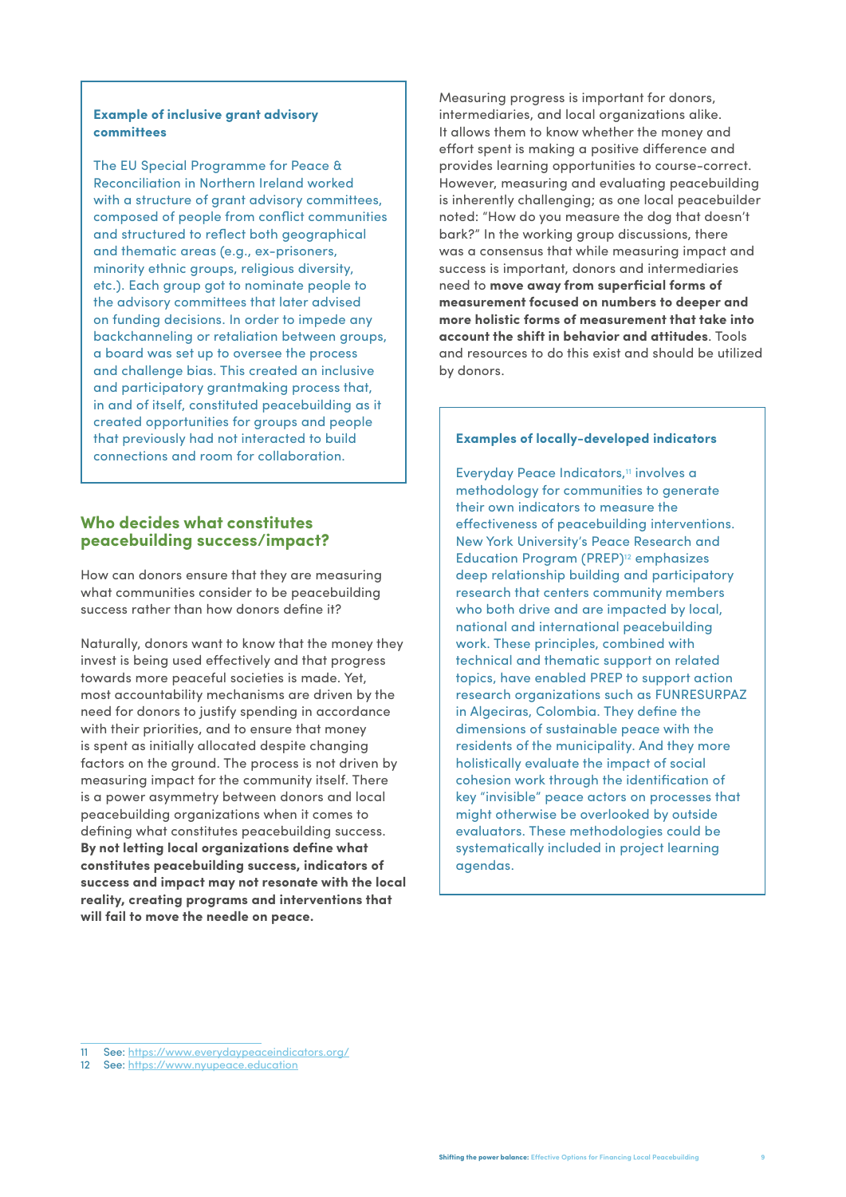**Example of inclusive grant advisory committees**

The EU Special Programme for Peace & Reconciliation in Northern Ireland worked with a structure of grant advisory committees, composed of people from conflict communities and structured to reflect both geographical and thematic areas (e.g., ex-prisoners, minority ethnic groups, religious diversity, etc.). Each group got to nominate people to the advisory committees that later advised on funding decisions. In order to impede any backchanneling or retaliation between groups, a board was set up to oversee the process and challenge bias. This created an inclusive and participatory grantmaking process that, in and of itself, constituted peacebuilding as it created opportunities for groups and people that previously had not interacted to build connections and room for collaboration.

## Who decides what constitutes peacebuilding success/impact?

How can donors ensure that they are measuring what communities consider to be peacebuilding success rather than how donors define it?

Naturally, donors want to know that the money they invest is being used effectively and that progress towards more peaceful societies is made. Yet, most accountability mechanisms are driven by the need for donors to justify spending in accordance with their priorities, and to ensure that money is spent as initially allocated despite changing factors on the ground. The process is not driven by measuring impact for the community itself. There is a power asymmetry between donors and local peacebuilding organizations when it comes to defining what constitutes peacebuilding success. **By not letting local organizations define what constitutes peacebuilding success, indicators of success and impact may not resonate with the local reality, creating programs and interventions that will fail to move the needle on peace.**

Measuring progress is important for donors, intermediaries, and local organizations alike. It allows them to know whether the money and effort spent is making a positive difference and provides learning opportunities to course-correct. However, measuring and evaluating peacebuilding is inherently challenging; as one local peacebuilder noted: "How do you measure the dog that doesn't bark?" In the working group discussions, there was a consensus that while measuring impact and success is important, donors and intermediaries need to **move away from superficial forms of measurement focused on numbers to deeper and more holistic forms of measurement that take into account the shift in behavior and attitudes**. Tools and resources to do this exist and should be utilized by donors.

**Examples of locally-developed indicators**

Everyday Peace Indicators,[11] involves a methodology for communities to generate their own indicators to measure the effectiveness of peacebuilding interventions. New York University's Peace Research and Education Program (PREP)[12] emphasizes deep relationship building and participatory research that centers community members who both drive and are impacted by local, national and international peacebuilding work. These principles, combined with technical and thematic support on related topics, have enabled PREP to support action research organizations such as FUNRESURPAZ in Algeciras, Colombia. They define the dimensions of sustainable peace with the residents of the municipality. And they more holistically evaluate the impact of social cohesion work through the identification of key "invisible" peace actors on processes that might otherwise be overlooked by outside evaluators. These methodologies could be systematically included in project learning agendas.

---

11 See: https://www.everydaypeaceindicators.org/

12 See: https://www.nyupeace.education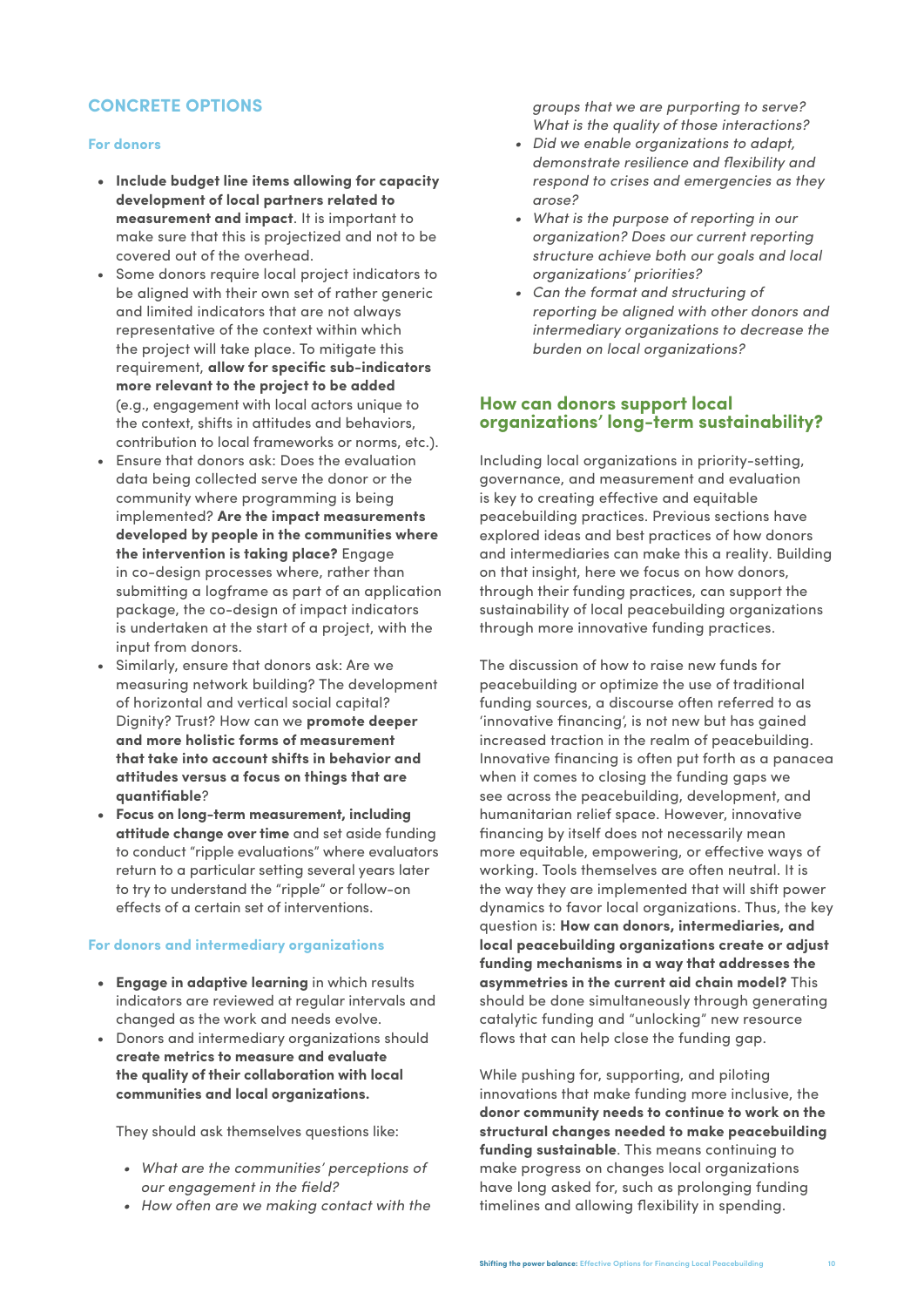## CONCRETE OPTIONS

### For donors

- **Include budget line items allowing for capacity development of local partners related to measurement and impact**. It is important to make sure that this is projectized and not to be covered out of the overhead.
- Some donors require local project indicators to be aligned with their own set of rather generic and limited indicators that are not always representative of the context within which the project will take place. To mitigate this requirement, **allow for specific sub-indicators more relevant to the project to be added** (e.g., engagement with local actors unique to the context, shifts in attitudes and behaviors, contribution to local frameworks or norms, etc.).
- Ensure that donors ask: Does the evaluation data being collected serve the donor or the community where programming is being implemented? **Are the impact measurements developed by people in the communities where the intervention is taking place?** Engage in co-design processes where, rather than submitting a logframe as part of an application package, the co-design of impact indicators is undertaken at the start of a project, with the input from donors.
- Similarly, ensure that donors ask: Are we measuring network building? The development of horizontal and vertical social capital? Dignity? Trust? How can we **promote deeper and more holistic forms of measurement that take into account shifts in behavior and attitudes versus a focus on things that are quantifiable**?
- **Focus on long-term measurement, including attitude change over time** and set aside funding to conduct "ripple evaluations" where evaluators return to a particular setting several years later to try to understand the "ripple" or follow-on effects of a certain set of interventions.

### For donors and intermediary organizations

- **Engage in adaptive learning** in which results indicators are reviewed at regular intervals and changed as the work and needs evolve.
- Donors and intermediary organizations should **create metrics to measure and evaluate the quality of their collaboration with local communities and local organizations.**

  They should ask themselves questions like:

  - *What are the communities' perceptions of our engagement in the field?*
  - *How often are we making contact with the groups that we are purporting to serve? What is the quality of those interactions?*
  - *Did we enable organizations to adapt, demonstrate resilience and flexibility and respond to crises and emergencies as they arose?*
  - *What is the purpose of reporting in our organization? Does our current reporting structure achieve both our goals and local organizations' priorities?*
  - *Can the format and structuring of reporting be aligned with other donors and intermediary organizations to decrease the burden on local organizations?*

## How can donors support local organizations' long-term sustainability?

Including local organizations in priority-setting, governance, and measurement and evaluation is key to creating effective and equitable peacebuilding practices. Previous sections have explored ideas and best practices of how donors and intermediaries can make this a reality. Building on that insight, here we focus on how donors, through their funding practices, can support the sustainability of local peacebuilding organizations through more innovative funding practices.

The discussion of how to raise new funds for peacebuilding or optimize the use of traditional funding sources, a discourse often referred to as 'innovative financing', is not new but has gained increased traction in the realm of peacebuilding. Innovative financing is often put forth as a panacea when it comes to closing the funding gaps we see across the peacebuilding, development, and humanitarian relief space. However, innovative financing by itself does not necessarily mean more equitable, empowering, or effective ways of working. Tools themselves are often neutral. It is the way they are implemented that will shift power dynamics to favor local organizations. Thus, the key question is: **How can donors, intermediaries, and local peacebuilding organizations create or adjust funding mechanisms in a way that addresses the asymmetries in the current aid chain model?** This should be done simultaneously through generating catalytic funding and "unlocking" new resource flows that can help close the funding gap.

While pushing for, supporting, and piloting innovations that make funding more inclusive, the **donor community needs to continue to work on the structural changes needed to make peacebuilding funding sustainable**. This means continuing to make progress on changes local organizations have long asked for, such as prolonging funding timelines and allowing flexibility in spending.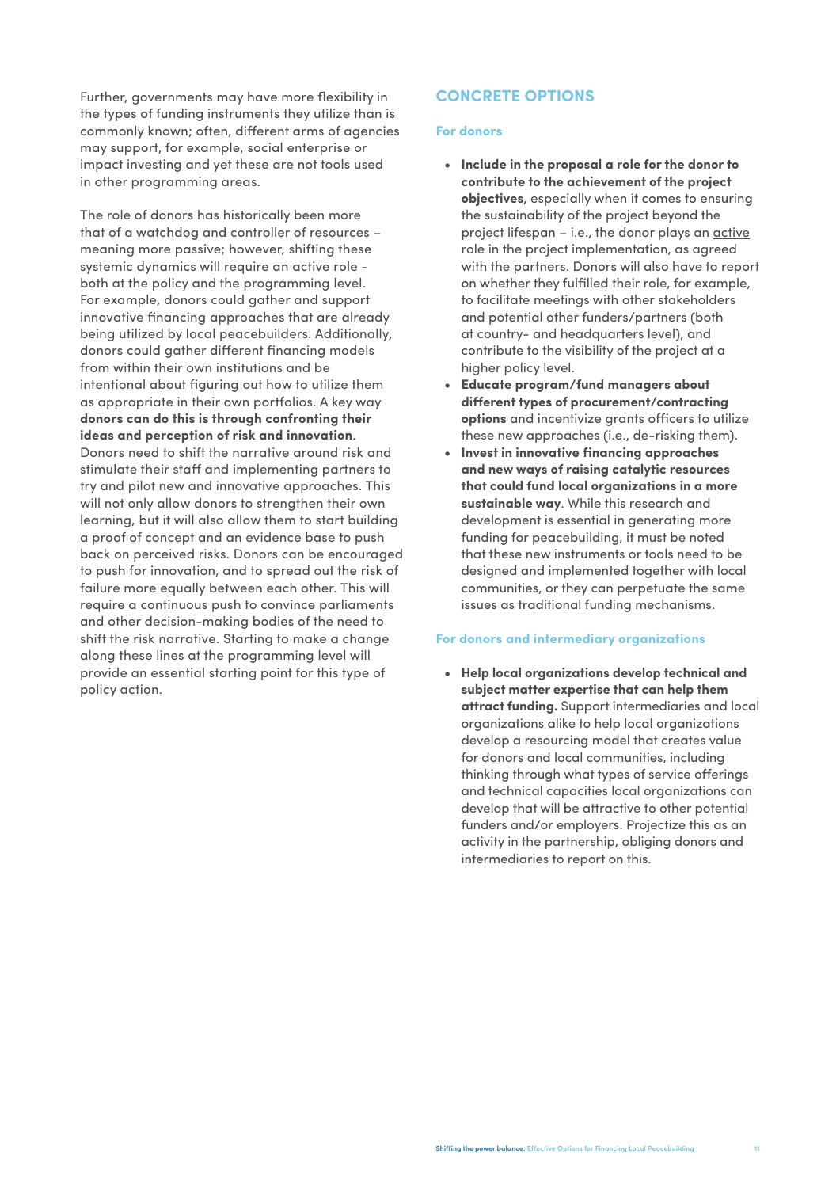Further, governments may have more flexibility in the types of funding instruments they utilize than is commonly known; often, different arms of agencies may support, for example, social enterprise or impact investing and yet these are not tools used in other programming areas.

The role of donors has historically been more that of a watchdog and controller of resources – meaning more passive; however, shifting these systemic dynamics will require an active role - both at the policy and the programming level. For example, donors could gather and support innovative financing approaches that are already being utilized by local peacebuilders. Additionally, donors could gather different financing models from within their own institutions and be intentional about figuring out how to utilize them as appropriate in their own portfolios. A key way **donors can do this is through confronting their ideas and perception of risk and innovation**. Donors need to shift the narrative around risk and stimulate their staff and implementing partners to try and pilot new and innovative approaches. This will not only allow donors to strengthen their own learning, but it will also allow them to start building a proof of concept and an evidence base to push back on perceived risks. Donors can be encouraged to push for innovation, and to spread out the risk of failure more equally between each other. This will require a continuous push to convince parliaments and other decision-making bodies of the need to shift the risk narrative. Starting to make a change along these lines at the programming level will provide an essential starting point for this type of policy action.

## CONCRETE OPTIONS

### For donors

- **Include in the proposal a role for the donor to contribute to the achievement of the project objectives**, especially when it comes to ensuring the sustainability of the project beyond the project lifespan – i.e., the donor plays an active role in the project implementation, as agreed with the partners. Donors will also have to report on whether they fulfilled their role, for example, to facilitate meetings with other stakeholders and potential other funders/partners (both at country- and headquarters level), and contribute to the visibility of the project at a higher policy level.
- **Educate program/fund managers about different types of procurement/contracting options** and incentivize grants officers to utilize these new approaches (i.e., de-risking them).
- **Invest in innovative financing approaches and new ways of raising catalytic resources that could fund local organizations in a more sustainable way**. While this research and development is essential in generating more funding for peacebuilding, it must be noted that these new instruments or tools need to be designed and implemented together with local communities, or they can perpetuate the same issues as traditional funding mechanisms.

### For donors and intermediary organizations

- **Help local organizations develop technical and subject matter expertise that can help them attract funding.** Support intermediaries and local organizations alike to help local organizations develop a resourcing model that creates value for donors and local communities, including thinking through what types of service offerings and technical capacities local organizations can develop that will be attractive to other potential funders and/or employers. Projectize this as an activity in the partnership, obliging donors and intermediaries to report on this.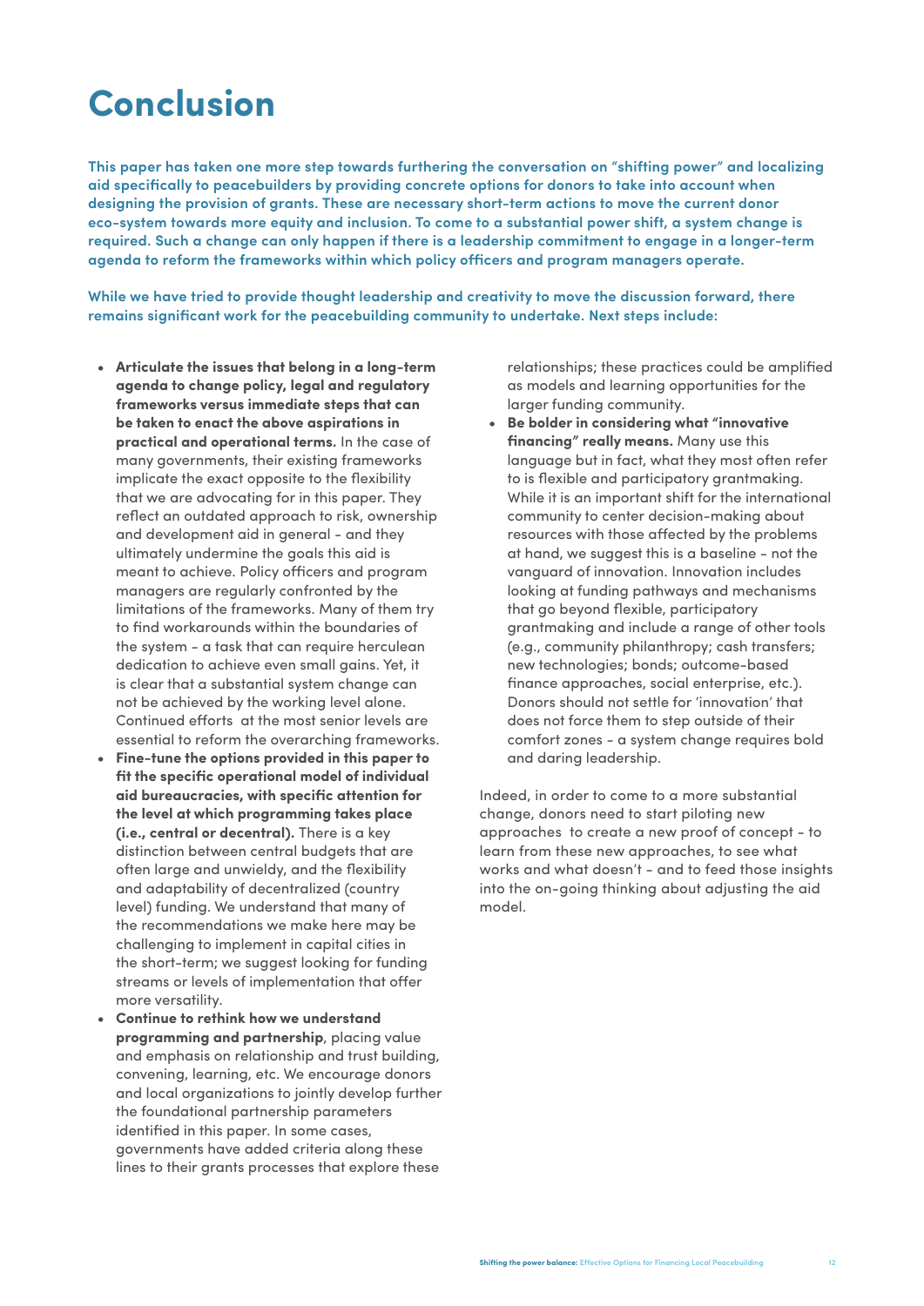# Conclusion

**This paper has taken one more step towards furthering the conversation on "shifting power" and localizing aid specifically to peacebuilders by providing concrete options for donors to take into account when designing the provision of grants. These are necessary short-term actions to move the current donor eco-system towards more equity and inclusion. To come to a substantial power shift, a system change is required. Such a change can only happen if there is a leadership commitment to engage in a longer-term agenda to reform the frameworks within which policy officers and program managers operate.**

**While we have tried to provide thought leadership and creativity to move the discussion forward, there remains significant work for the peacebuilding community to undertake. Next steps include:**

- **Articulate the issues that belong in a long-term agenda to change policy, legal and regulatory frameworks versus immediate steps that can be taken to enact the above aspirations in practical and operational terms.** In the case of many governments, their existing frameworks implicate the exact opposite to the flexibility that we are advocating for in this paper. They reflect an outdated approach to risk, ownership and development aid in general - and they ultimately undermine the goals this aid is meant to achieve. Policy officers and program managers are regularly confronted by the limitations of the frameworks. Many of them try to find workarounds within the boundaries of the system - a task that can require herculean dedication to achieve even small gains. Yet, it is clear that a substantial system change can not be achieved by the working level alone. Continued efforts at the most senior levels are essential to reform the overarching frameworks.
- **Fine-tune the options provided in this paper to fit the specific operational model of individual aid bureaucracies, with specific attention for the level at which programming takes place (i.e., central or decentral).** There is a key distinction between central budgets that are often large and unwieldy, and the flexibility and adaptability of decentralized (country level) funding. We understand that many of the recommendations we make here may be challenging to implement in capital cities in the short-term; we suggest looking for funding streams or levels of implementation that offer more versatility.
- **Continue to rethink how we understand programming and partnership**, placing value and emphasis on relationship and trust building, convening, learning, etc. We encourage donors and local organizations to jointly develop further the foundational partnership parameters identified in this paper. In some cases, governments have added criteria along these lines to their grants processes that explore these relationships; these practices could be amplified as models and learning opportunities for the larger funding community.
- **Be bolder in considering what "innovative financing" really means.** Many use this language but in fact, what they most often refer to is flexible and participatory grantmaking. While it is an important shift for the international community to center decision-making about resources with those affected by the problems at hand, we suggest this is a baseline - not the vanguard of innovation. Innovation includes looking at funding pathways and mechanisms that go beyond flexible, participatory grantmaking and include a range of other tools (e.g., community philanthropy; cash transfers; new technologies; bonds; outcome-based finance approaches, social enterprise, etc.). Donors should not settle for 'innovation' that does not force them to step outside of their comfort zones - a system change requires bold and daring leadership.

Indeed, in order to come to a more substantial change, donors need to start piloting new approaches to create a new proof of concept - to learn from these new approaches, to see what works and what doesn't - and to feed those insights into the on-going thinking about adjusting the aid model.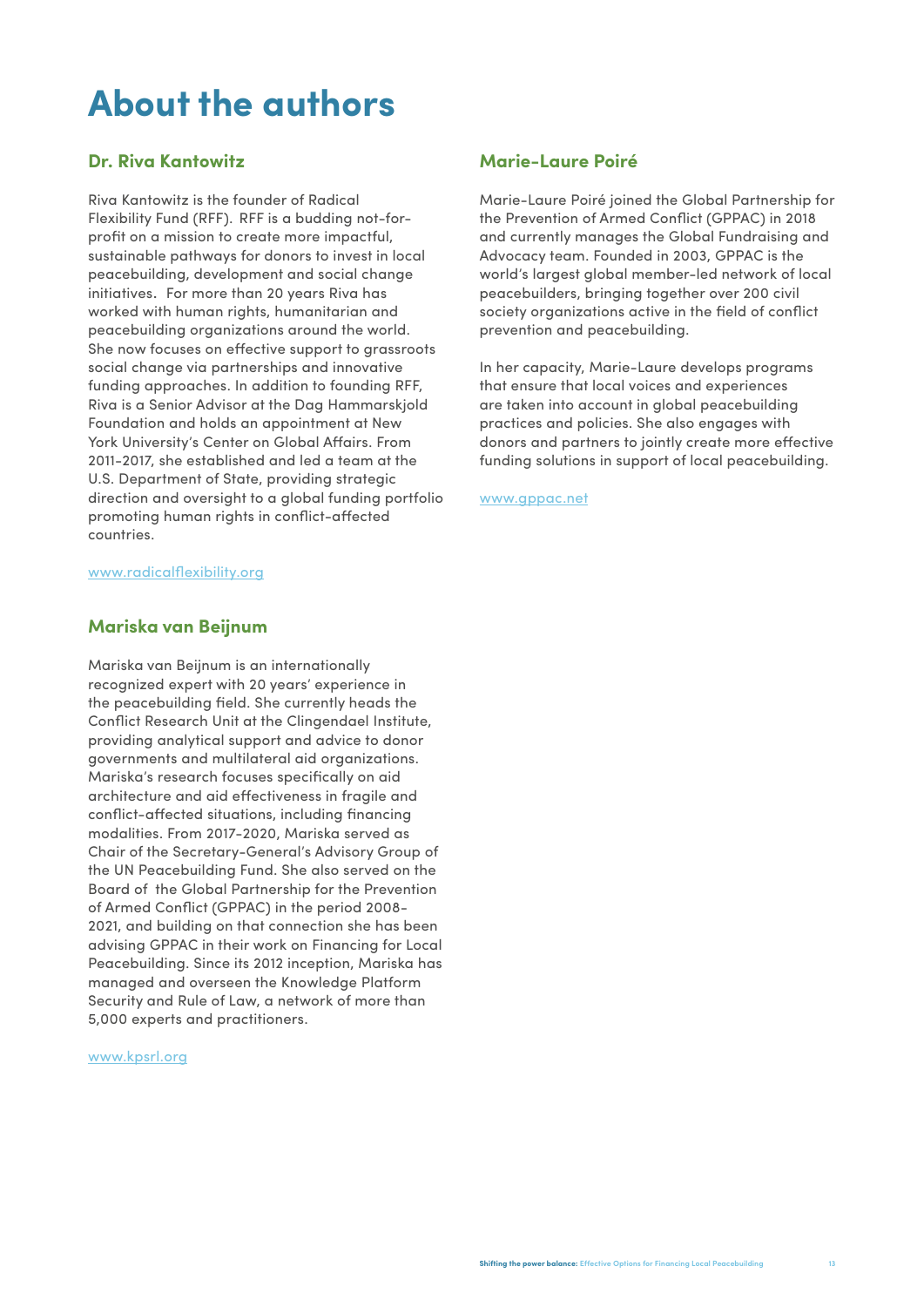# About the authors

## Dr. Riva Kantowitz

Riva Kantowitz is the founder of Radical Flexibility Fund (RFF). RFF is a budding not-for-profit on a mission to create more impactful, sustainable pathways for donors to invest in local peacebuilding, development and social change initiatives. For more than 20 years Riva has worked with human rights, humanitarian and peacebuilding organizations around the world. She now focuses on effective support to grassroots social change via partnerships and innovative funding approaches. In addition to founding RFF, Riva is a Senior Advisor at the Dag Hammarskjold Foundation and holds an appointment at New York University's Center on Global Affairs. From 2011-2017, she established and led a team at the U.S. Department of State, providing strategic direction and oversight to a global funding portfolio promoting human rights in conflict-affected countries.

www.radicalflexibility.org

## Mariska van Beijnum

Mariska van Beijnum is an internationally recognized expert with 20 years' experience in the peacebuilding field. She currently heads the Conflict Research Unit at the Clingendael Institute, providing analytical support and advice to donor governments and multilateral aid organizations. Mariska's research focuses specifically on aid architecture and aid effectiveness in fragile and conflict-affected situations, including financing modalities. From 2017-2020, Mariska served as Chair of the Secretary-General's Advisory Group of the UN Peacebuilding Fund. She also served on the Board of the Global Partnership for the Prevention of Armed Conflict (GPPAC) in the period 2008-2021, and building on that connection she has been advising GPPAC in their work on Financing for Local Peacebuilding. Since its 2012 inception, Mariska has managed and overseen the Knowledge Platform Security and Rule of Law, a network of more than 5,000 experts and practitioners.

www.kpsrl.org

## Marie-Laure Poiré

Marie-Laure Poiré joined the Global Partnership for the Prevention of Armed Conflict (GPPAC) in 2018 and currently manages the Global Fundraising and Advocacy team. Founded in 2003, GPPAC is the world's largest global member-led network of local peacebuilders, bringing together over 200 civil society organizations active in the field of conflict prevention and peacebuilding.

In her capacity, Marie-Laure develops programs that ensure that local voices and experiences are taken into account in global peacebuilding practices and policies. She also engages with donors and partners to jointly create more effective funding solutions in support of local peacebuilding.

www.gppac.net